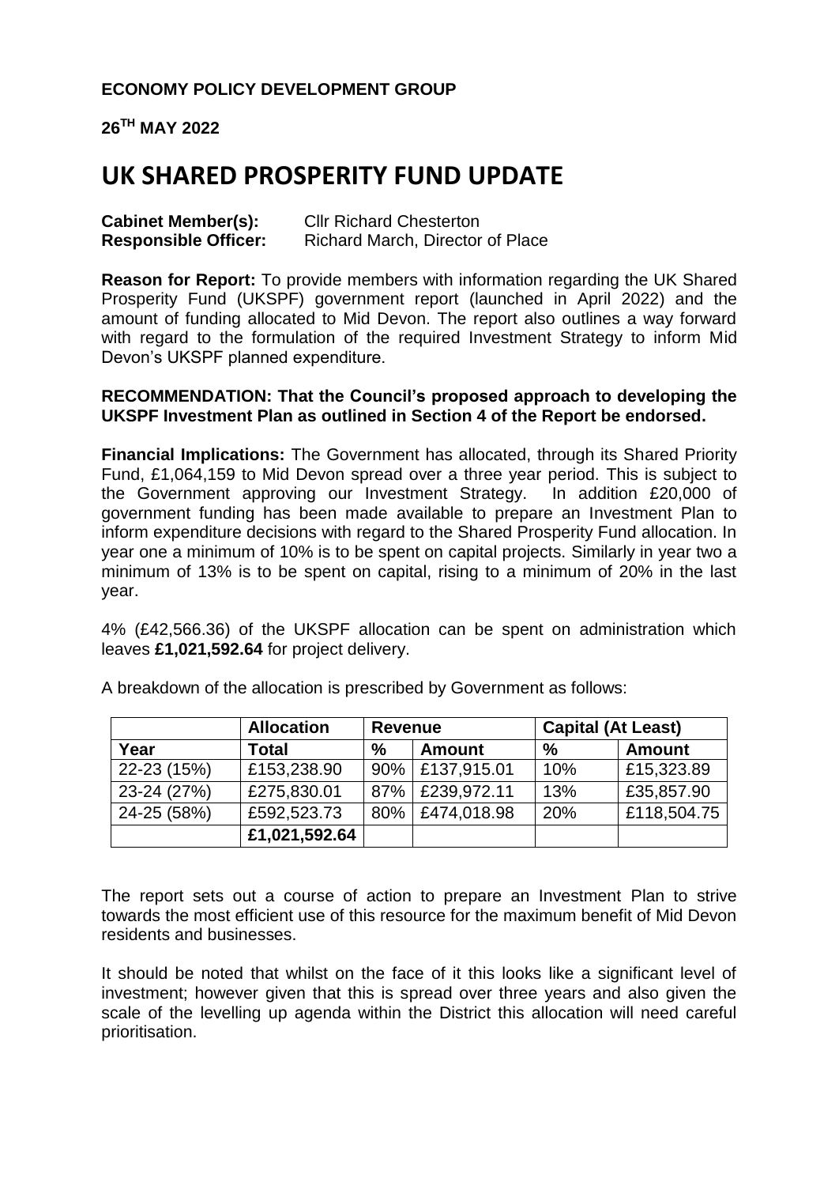**ECONOMY POLICY DEVELOPMENT GROUP**

**26TH MAY 2022**

# UK SHARED PROSPERITY FUND UPDATE

**Cabinet Member(s):** Cllr Richard Chesterton
**Responsible Officer:** Richard March, Director of Place

**Reason for Report:** To provide members with information regarding the UK Shared Prosperity Fund (UKSPF) government report (launched in April 2022) and the amount of funding allocated to Mid Devon. The report also outlines a way forward with regard to the formulation of the required Investment Strategy to inform Mid Devon's UKSPF planned expenditure.

**RECOMMENDATION: That the Council's proposed approach to developing the UKSPF Investment Plan as outlined in Section 4 of the Report be endorsed.**

**Financial Implications:** The Government has allocated, through its Shared Priority Fund, £1,064,159 to Mid Devon spread over a three year period. This is subject to the Government approving our Investment Strategy. In addition £20,000 of government funding has been made available to prepare an Investment Plan to inform expenditure decisions with regard to the Shared Prosperity Fund allocation. In year one a minimum of 10% is to be spent on capital projects. Similarly in year two a minimum of 13% is to be spent on capital, rising to a minimum of 20% in the last year.

4% (£42,566.36) of the UKSPF allocation can be spent on administration which leaves **£1,021,592.64** for project delivery.

A breakdown of the allocation is prescribed by Government as follows:

| | **Allocation** | **Revenue** | | **Capital (At Least)** | |
|---|---|---|---|---|---|
| **Year** | **Total** | **%** | **Amount** | **%** | **Amount** |
| 22-23 (15%) | £153,238.90 | 90% | £137,915.01 | 10% | £15,323.89 |
| 23-24 (27%) | £275,830.01 | 87% | £239,972.11 | 13% | £35,857.90 |
| 24-25 (58%) | £592,523.73 | 80% | £474,018.98 | 20% | £118,504.75 |
| | **£1,021,592.64** | | | | |

The report sets out a course of action to prepare an Investment Plan to strive towards the most efficient use of this resource for the maximum benefit of Mid Devon residents and businesses.

It should be noted that whilst on the face of it this looks like a significant level of investment; however given that this is spread over three years and also given the scale of the levelling up agenda within the District this allocation will need careful prioritisation.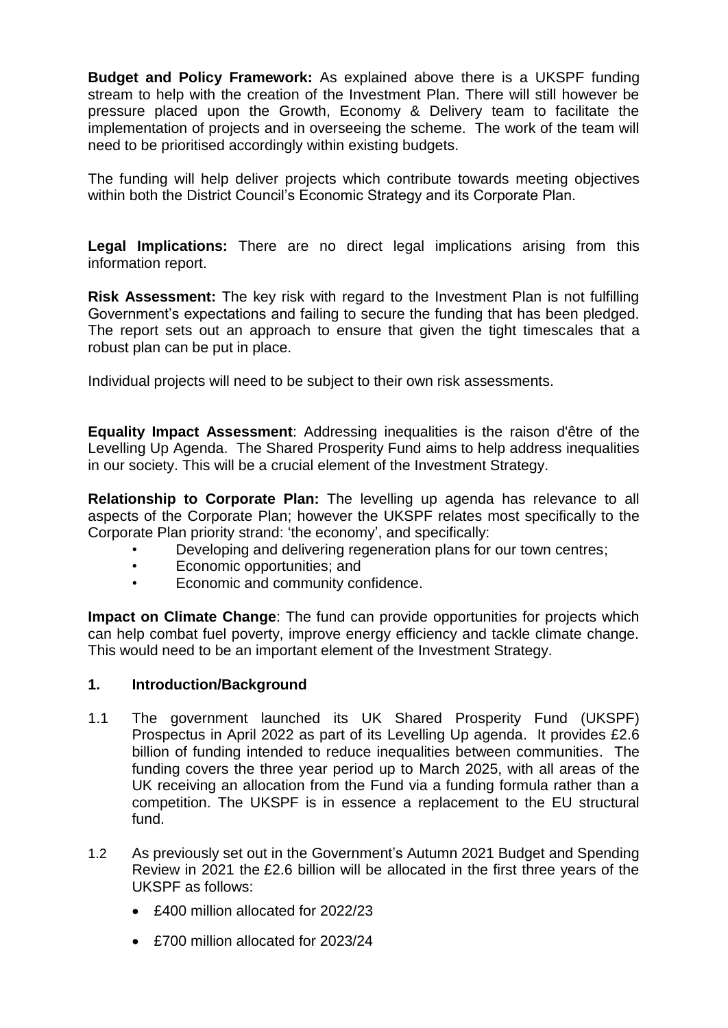**Budget and Policy Framework:** As explained above there is a UKSPF funding stream to help with the creation of the Investment Plan. There will still however be pressure placed upon the Growth, Economy & Delivery team to facilitate the implementation of projects and in overseeing the scheme. The work of the team will need to be prioritised accordingly within existing budgets.

The funding will help deliver projects which contribute towards meeting objectives within both the District Council's Economic Strategy and its Corporate Plan.

**Legal Implications:** There are no direct legal implications arising from this information report.

**Risk Assessment:** The key risk with regard to the Investment Plan is not fulfilling Government's expectations and failing to secure the funding that has been pledged. The report sets out an approach to ensure that given the tight timescales that a robust plan can be put in place.

Individual projects will need to be subject to their own risk assessments.

**Equality Impact Assessment**: Addressing inequalities is the raison d'être of the Levelling Up Agenda. The Shared Prosperity Fund aims to help address inequalities in our society. This will be a crucial element of the Investment Strategy.

**Relationship to Corporate Plan:** The levelling up agenda has relevance to all aspects of the Corporate Plan; however the UKSPF relates most specifically to the Corporate Plan priority strand: 'the economy', and specifically:

- Developing and delivering regeneration plans for our town centres;
- Economic opportunities; and
- Economic and community confidence.

**Impact on Climate Change**: The fund can provide opportunities for projects which can help combat fuel poverty, improve energy efficiency and tackle climate change. This would need to be an important element of the Investment Strategy.

## 1. Introduction/Background

1.1 The government launched its UK Shared Prosperity Fund (UKSPF) Prospectus in April 2022 as part of its Levelling Up agenda. It provides £2.6 billion of funding intended to reduce inequalities between communities. The funding covers the three year period up to March 2025, with all areas of the UK receiving an allocation from the Fund via a funding formula rather than a competition. The UKSPF is in essence a replacement to the EU structural fund.

1.2 As previously set out in the Government's Autumn 2021 Budget and Spending Review in 2021 the £2.6 billion will be allocated in the first three years of the UKSPF as follows:

- £400 million allocated for 2022/23
- £700 million allocated for 2023/24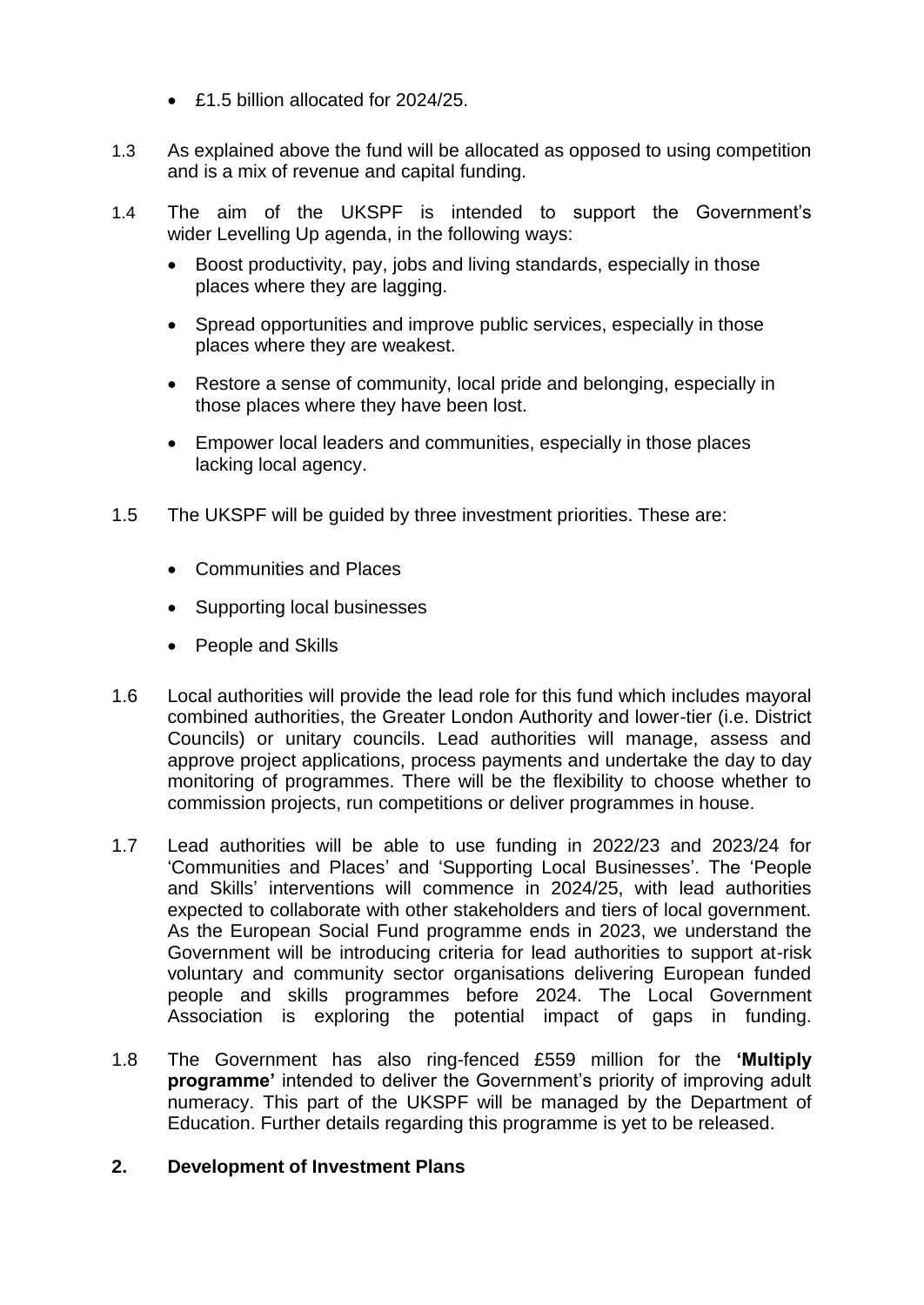- £1.5 billion allocated for 2024/25.

1.3 As explained above the fund will be allocated as opposed to using competition and is a mix of revenue and capital funding.

1.4 The aim of the UKSPF is intended to support the Government's wider Levelling Up agenda, in the following ways:

- Boost productivity, pay, jobs and living standards, especially in those places where they are lagging.
- Spread opportunities and improve public services, especially in those places where they are weakest.
- Restore a sense of community, local pride and belonging, especially in those places where they have been lost.
- Empower local leaders and communities, especially in those places lacking local agency.

1.5 The UKSPF will be guided by three investment priorities. These are:

- Communities and Places
- Supporting local businesses
- People and Skills

1.6 Local authorities will provide the lead role for this fund which includes mayoral combined authorities, the Greater London Authority and lower-tier (i.e. District Councils) or unitary councils. Lead authorities will manage, assess and approve project applications, process payments and undertake the day to day monitoring of programmes. There will be the flexibility to choose whether to commission projects, run competitions or deliver programmes in house.

1.7 Lead authorities will be able to use funding in 2022/23 and 2023/24 for 'Communities and Places' and 'Supporting Local Businesses'. The 'People and Skills' interventions will commence in 2024/25, with lead authorities expected to collaborate with other stakeholders and tiers of local government. As the European Social Fund programme ends in 2023, we understand the Government will be introducing criteria for lead authorities to support at-risk voluntary and community sector organisations delivering European funded people and skills programmes before 2024. The Local Government Association is exploring the potential impact of gaps in funding.

1.8 The Government has also ring-fenced £559 million for the **'Multiply programme'** intended to deliver the Government's priority of improving adult numeracy. This part of the UKSPF will be managed by the Department of Education. Further details regarding this programme is yet to be released.

## 2. Development of Investment Plans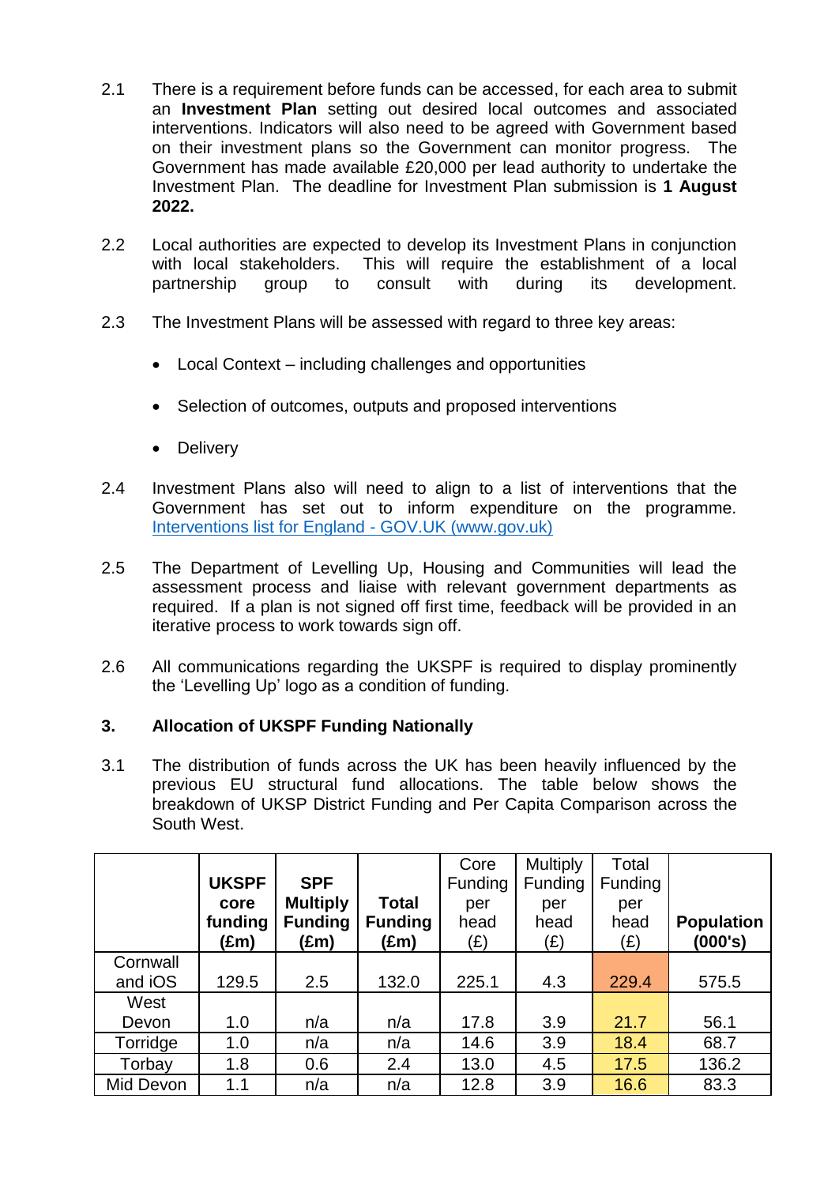2.1 There is a requirement before funds can be accessed, for each area to submit an **Investment Plan** setting out desired local outcomes and associated interventions. Indicators will also need to be agreed with Government based on their investment plans so the Government can monitor progress. The Government has made available £20,000 per lead authority to undertake the Investment Plan. The deadline for Investment Plan submission is **1 August 2022.**

2.2 Local authorities are expected to develop its Investment Plans in conjunction with local stakeholders. This will require the establishment of a local partnership group to consult with during its development.

2.3 The Investment Plans will be assessed with regard to three key areas:

- Local Context – including challenges and opportunities
- Selection of outcomes, outputs and proposed interventions
- Delivery

2.4 Investment Plans also will need to align to a list of interventions that the Government has set out to inform expenditure on the programme. [Interventions list for England - GOV.UK (www.gov.uk)]

2.5 The Department of Levelling Up, Housing and Communities will lead the assessment process and liaise with relevant government departments as required. If a plan is not signed off first time, feedback will be provided in an iterative process to work towards sign off.

2.6 All communications regarding the UKSPF is required to display prominently the 'Levelling Up' logo as a condition of funding.

## 3. Allocation of UKSPF Funding Nationally

3.1 The distribution of funds across the UK has been heavily influenced by the previous EU structural fund allocations. The table below shows the breakdown of UKSP District Funding and Per Capita Comparison across the South West.

| | **UKSPF core funding (£m)** | **SPF Multiply Funding (£m)** | **Total Funding (£m)** | Core Funding per head (£) | Multiply Funding per head (£) | Total Funding per head (£) | **Population (000's)** |
|---|---|---|---|---|---|---|---|
| Cornwall and iOS | 129.5 | 2.5 | 132.0 | 225.1 | 4.3 | 229.4 | 575.5 |
| West Devon | 1.0 | n/a | n/a | 17.8 | 3.9 | 21.7 | 56.1 |
| Torridge | 1.0 | n/a | n/a | 14.6 | 3.9 | 18.4 | 68.7 |
| Torbay | 1.8 | 0.6 | 2.4 | 13.0 | 4.5 | 17.5 | 136.2 |
| Mid Devon | 1.1 | n/a | n/a | 12.8 | 3.9 | 16.6 | 83.3 |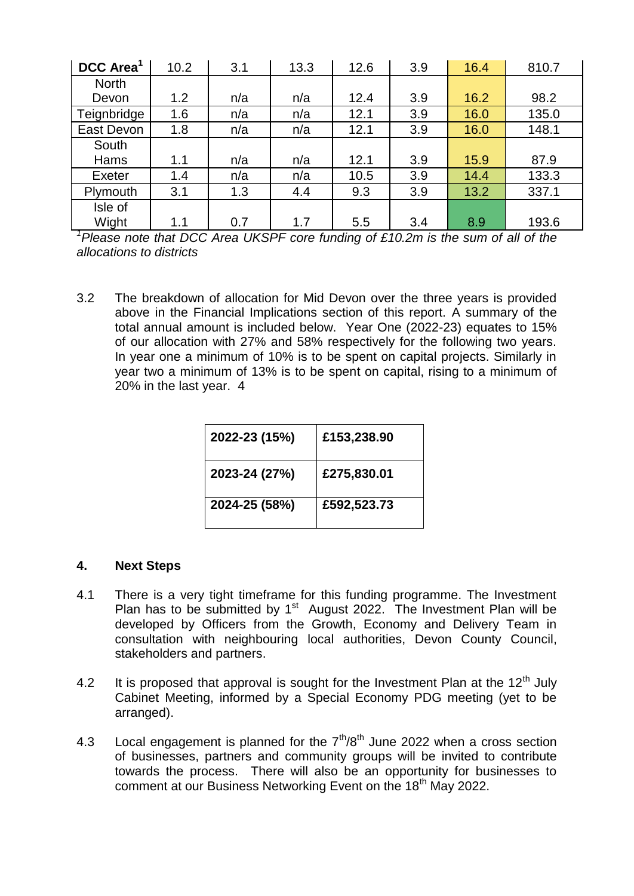| DCC Area[1] | 10.2 | 3.1 | 13.3 | 12.6 | 3.9 | 16.4 | 810.7 |
|---|---|---|---|---|---|---|---|
| North Devon | 1.2 | n/a | n/a | 12.4 | 3.9 | 16.2 | 98.2 |
| Teignbridge | 1.6 | n/a | n/a | 12.1 | 3.9 | 16.0 | 135.0 |
| East Devon | 1.8 | n/a | n/a | 12.1 | 3.9 | 16.0 | 148.1 |
| South Hams | 1.1 | n/a | n/a | 12.1 | 3.9 | 15.9 | 87.9 |
| Exeter | 1.4 | n/a | n/a | 10.5 | 3.9 | 14.4 | 133.3 |
| Plymouth | 3.1 | 1.3 | 4.4 | 9.3 | 3.9 | 13.2 | 337.1 |
| Isle of Wight | 1.1 | 0.7 | 1.7 | 5.5 | 3.4 | 8.9 | 193.6 |

*[1]Please note that DCC Area UKSPF core funding of £10.2m is the sum of all of the allocations to districts*

3.2 The breakdown of allocation for Mid Devon over the three years is provided above in the Financial Implications section of this report. A summary of the total annual amount is included below. Year One (2022-23) equates to 15% of our allocation with 27% and 58% respectively for the following two years. In year one a minimum of 10% is to be spent on capital projects. Similarly in year two a minimum of 13% is to be spent on capital, rising to a minimum of 20% in the last year. 4

| 2022-23 (15%) | £153,238.90 |
|---|---|
| 2023-24 (27%) | £275,830.01 |
| 2024-25 (58%) | £592,523.73 |

## 4. Next Steps

4.1 There is a very tight timeframe for this funding programme. The Investment Plan has to be submitted by 1st August 2022. The Investment Plan will be developed by Officers from the Growth, Economy and Delivery Team in consultation with neighbouring local authorities, Devon County Council, stakeholders and partners.

4.2 It is proposed that approval is sought for the Investment Plan at the 12th July Cabinet Meeting, informed by a Special Economy PDG meeting (yet to be arranged).

4.3 Local engagement is planned for the 7th/8th June 2022 when a cross section of businesses, partners and community groups will be invited to contribute towards the process. There will also be an opportunity for businesses to comment at our Business Networking Event on the 18th May 2022.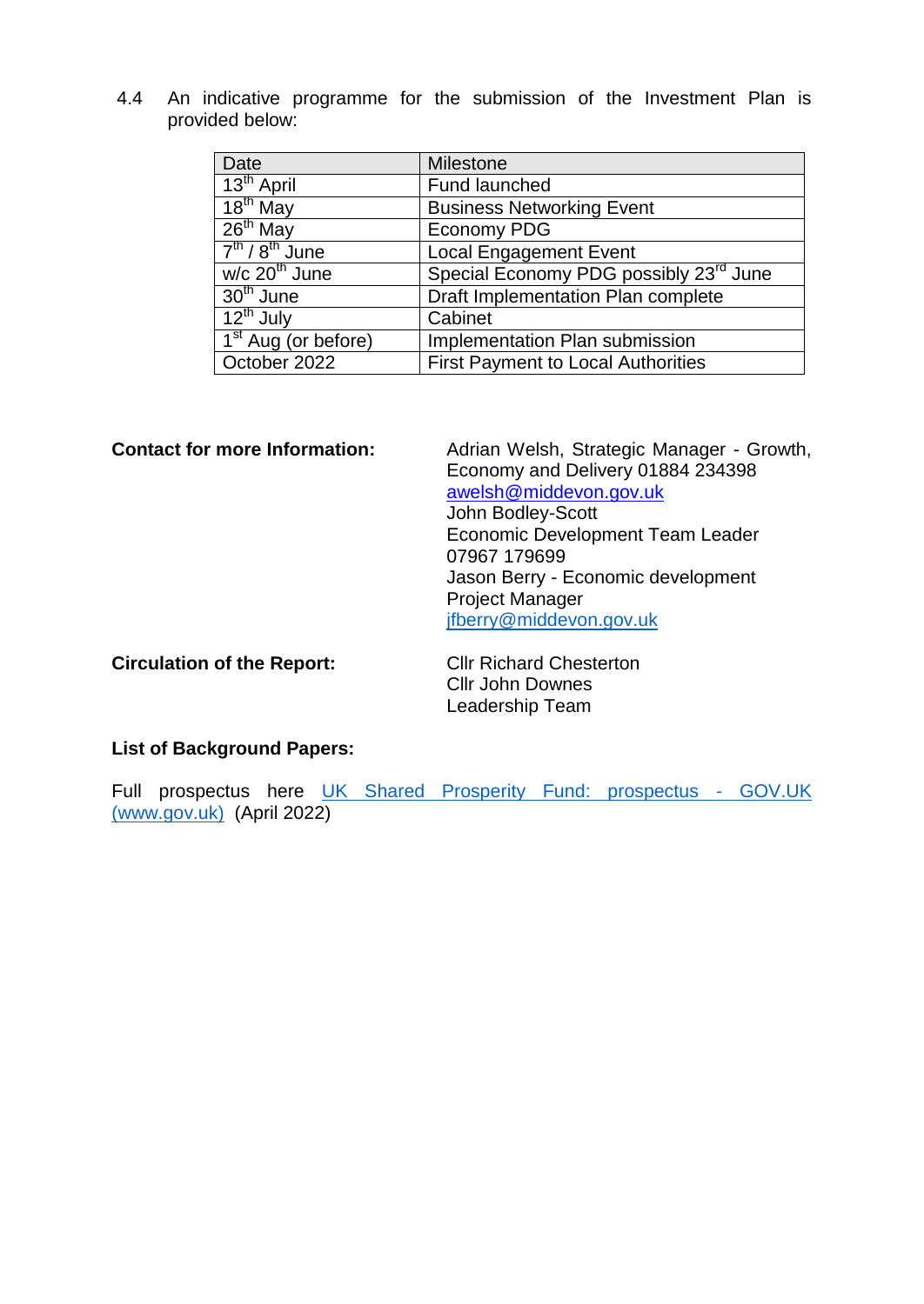4.4 An indicative programme for the submission of the Investment Plan is provided below:

| Date | Milestone |
|---|---|
| 13th April | Fund launched |
| 18th May | Business Networking Event |
| 26th May | Economy PDG |
| 7th / 8th June | Local Engagement Event |
| w/c 20th June | Special Economy PDG possibly 23rd June |
| 30th June | Draft Implementation Plan complete |
| 12th July | Cabinet |
| 1st Aug (or before) | Implementation Plan submission |
| October 2022 | First Payment to Local Authorities |

**Contact for more Information:**

Adrian Welsh, Strategic Manager - Growth, Economy and Delivery 01884 234398
awelsh@middevon.gov.uk
John Bodley-Scott
Economic Development Team Leader
07967 179699
Jason Berry - Economic development Project Manager
jfberry@middevon.gov.uk

**Circulation of the Report:**

Cllr Richard Chesterton
Cllr John Downes
Leadership Team

**List of Background Papers:**

Full prospectus here UK Shared Prosperity Fund: prospectus - GOV.UK (www.gov.uk) (April 2022)